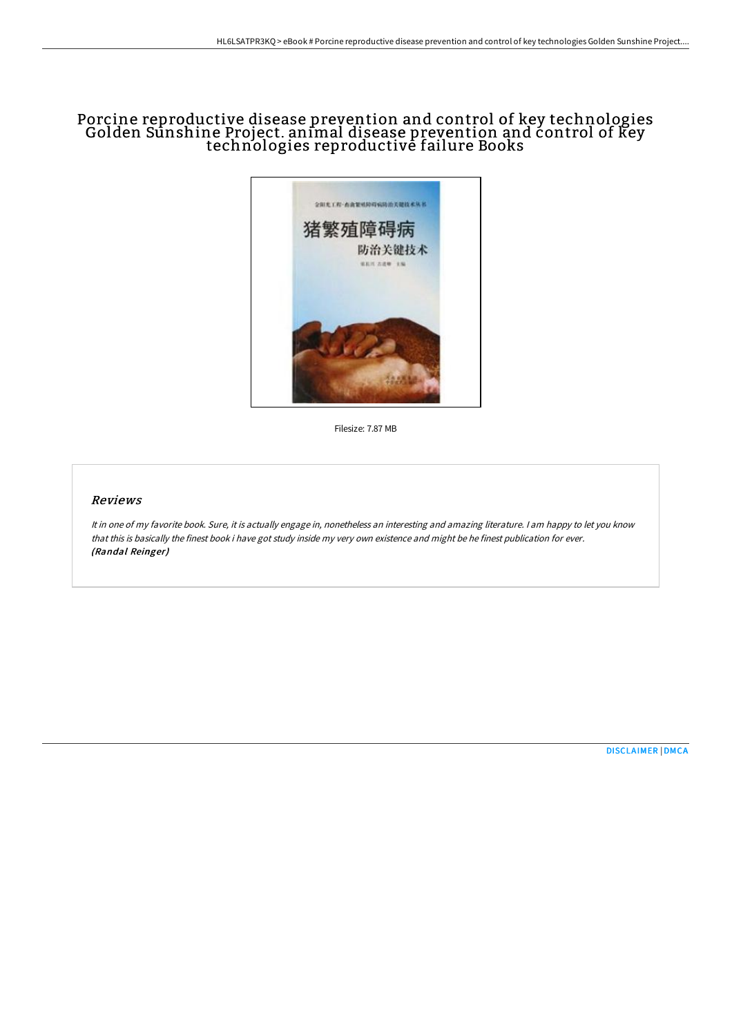# Porcine reproductive disease prevention and control of key technologies Golden Sunshine Project. animal disease prevention and control of key technologies reproductive failure Books

Filesize: 7.87 MB

## Reviews

*It in one of my favorite book. Sure, it is actually engage in, nonetheless an interesting and amazing literature. I am happy to let you know that this is basically the finest book i have got study inside my very own existence and might be he finest publication for ever.*
*(Randal Reinger)*

DISCLAIMER | DMCA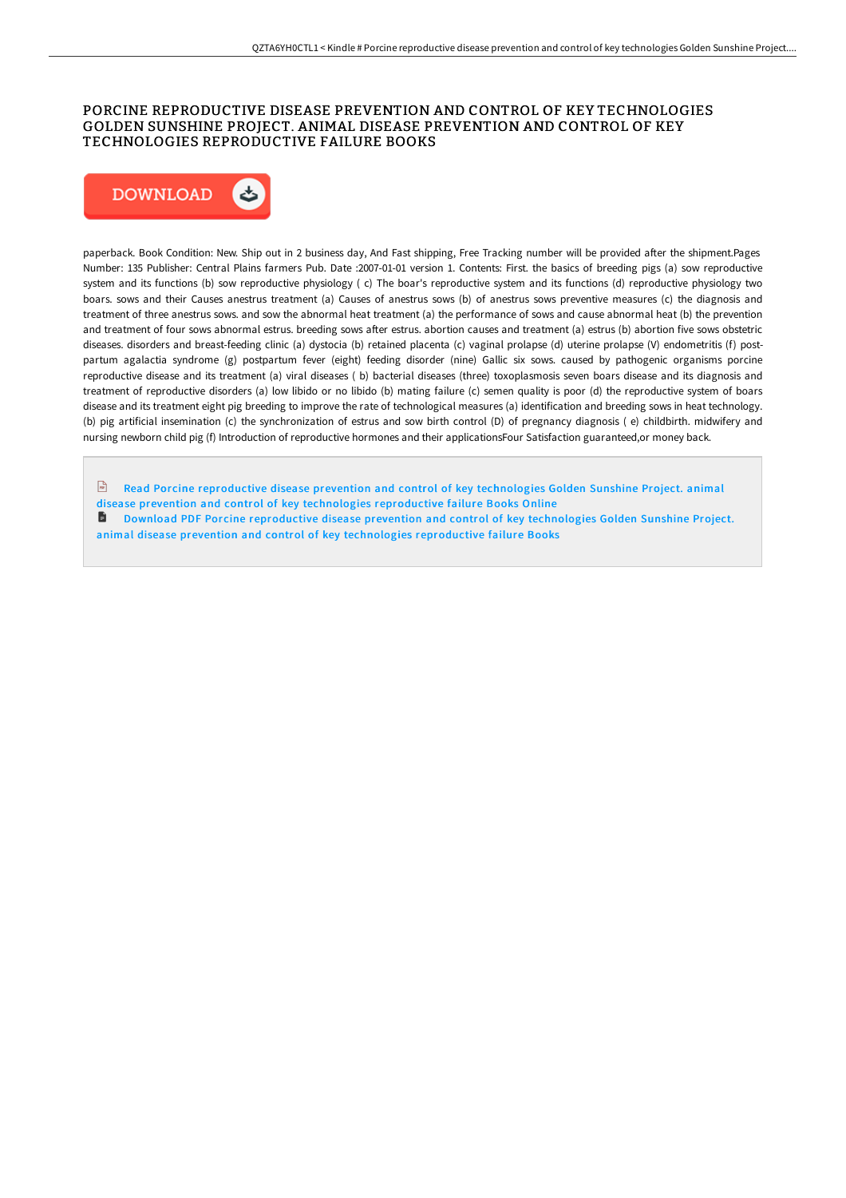# PORCINE REPRODUCTIVE DISEASE PREVENTION AND CONTROL OF KEY TECHNOLOGIES GOLDEN SUNSHINE PROJECT. ANIMAL DISEASE PREVENTION AND CONTROL OF KEY TECHNOLOGIES REPRODUCTIVE FAILURE BOOKS

DOWNLOAD

paperback. Book Condition: New. Ship out in 2 business day, And Fast shipping, Free Tracking number will be provided after the shipment.Pages Number: 135 Publisher: Central Plains farmers Pub. Date :2007-01-01 version 1. Contents: First. the basics of breeding pigs (a) sow reproductive system and its functions (b) sow reproductive physiology ( c) The boar's reproductive system and its functions (d) reproductive physiology two boars. sows and their Causes anestrus treatment (a) Causes of anestrus sows (b) of anestrus sows preventive measures (c) the diagnosis and treatment of three anestrus sows. and sow the abnormal heat treatment (a) the performance of sows and cause abnormal heat (b) the prevention and treatment of four sows abnormal estrus. breeding sows after estrus. abortion causes and treatment (a) estrus (b) abortion five sows obstetric diseases. disorders and breast-feeding clinic (a) dystocia (b) retained placenta (c) vaginal prolapse (d) uterine prolapse (V) endometritis (f) post-partum agalactia syndrome (g) postpartum fever (eight) feeding disorder (nine) Gallic six sows. caused by pathogenic organisms porcine reproductive disease and its treatment (a) viral diseases ( b) bacterial diseases (three) toxoplasmosis seven boars disease and its diagnosis and treatment of reproductive disorders (a) low libido or no libido (b) mating failure (c) semen quality is poor (d) the reproductive system of boars disease and its treatment eight pig breeding to improve the rate of technological measures (a) identification and breeding sows in heat technology. (b) pig artificial insemination (c) the synchronization of estrus and sow birth control (D) of pregnancy diagnosis ( e) childbirth. midwifery and nursing newborn child pig (f) Introduction of reproductive hormones and their applicationsFour Satisfaction guaranteed,or money back.

Read Porcine reproductive disease prevention and control of key technologies Golden Sunshine Project. animal disease prevention and control of key technologies reproductive failure Books Online

Download PDF Porcine reproductive disease prevention and control of key technologies Golden Sunshine Project. animal disease prevention and control of key technologies reproductive failure Books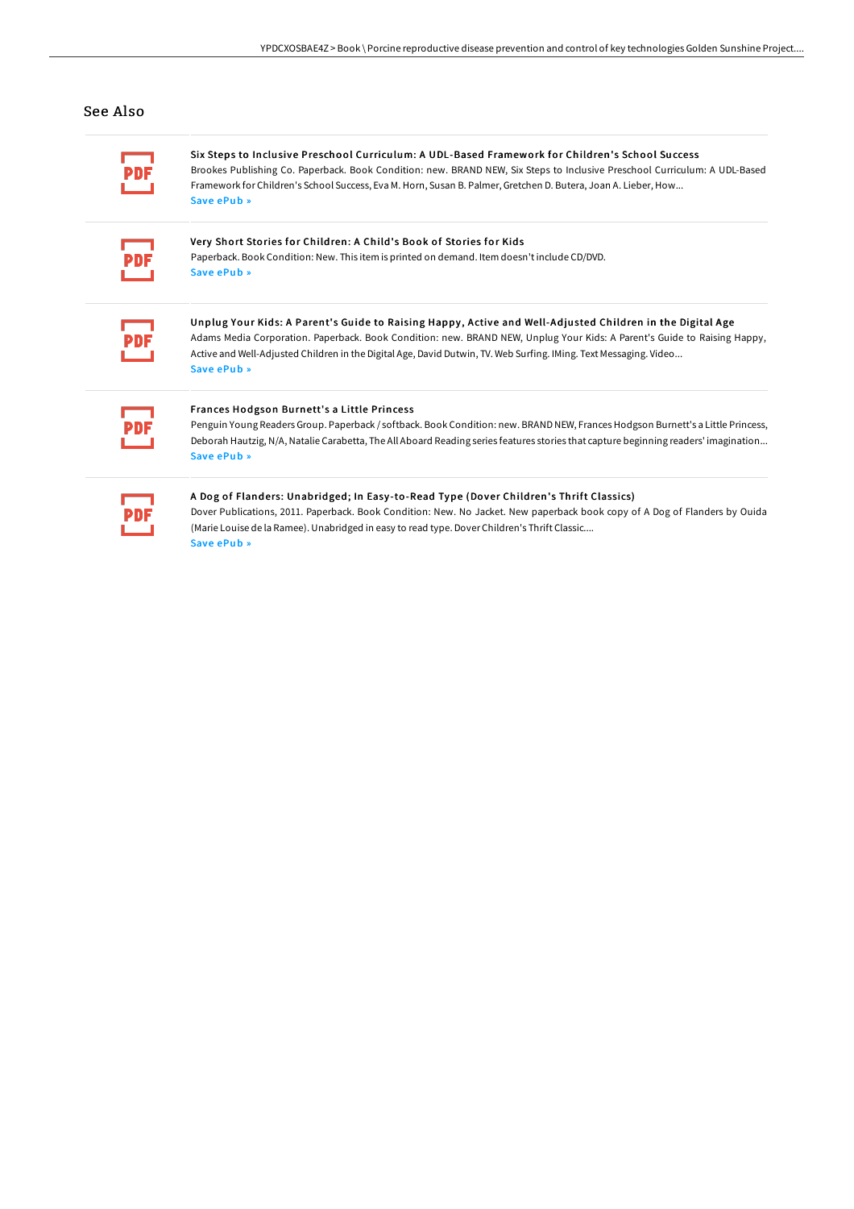## See Also

**Six Steps to Inclusive Preschool Curriculum: A UDL-Based Framework for Children's School Success**
Brookes Publishing Co. Paperback. Book Condition: new. BRAND NEW, Six Steps to Inclusive Preschool Curriculum: A UDL-Based Framework for Children's School Success, Eva M. Horn, Susan B. Palmer, Gretchen D. Butera, Joan A. Lieber, How...
Save ePub »

**Very Short Stories for Children: A Child's Book of Stories for Kids**
Paperback. Book Condition: New. This item is printed on demand. Item doesn't include CD/DVD.
Save ePub »

**Unplug Your Kids: A Parent's Guide to Raising Happy, Active and Well-Adjusted Children in the Digital Age**
Adams Media Corporation. Paperback. Book Condition: new. BRAND NEW, Unplug Your Kids: A Parent's Guide to Raising Happy, Active and Well-Adjusted Children in the Digital Age, David Dutwin, TV. Web Surfing. IMing. Text Messaging. Video...
Save ePub »

**Frances Hodgson Burnett's a Little Princess**
Penguin Young Readers Group. Paperback / softback. Book Condition: new. BRAND NEW, Frances Hodgson Burnett's a Little Princess, Deborah Hautzig, N/A, Natalie Carabetta, The All Aboard Reading series features stories that capture beginning readers' imagination...
Save ePub »

**A Dog of Flanders: Unabridged; In Easy-to-Read Type (Dover Children's Thrift Classics)**
Dover Publications, 2011. Paperback. Book Condition: New. No Jacket. New paperback book copy of A Dog of Flanders by Ouida (Marie Louise de la Ramee). Unabridged in easy to read type. Dover Children's Thrift Classic....
Save ePub »